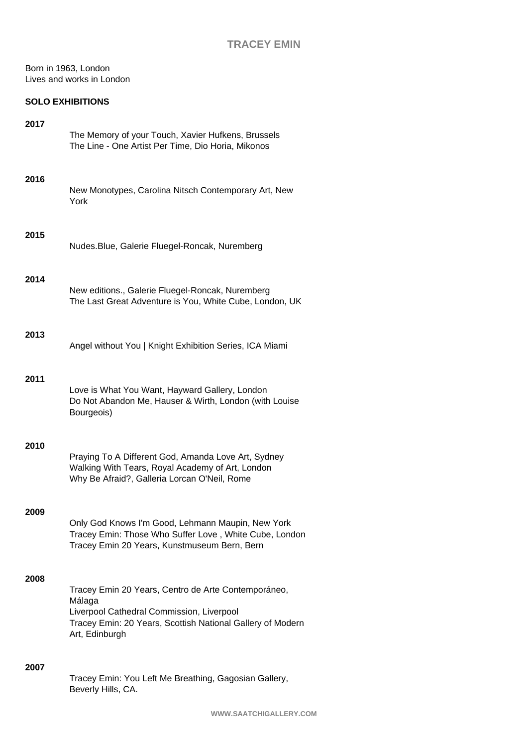# TRACEY EMIN

Born in 1963, London
Lives and works in London

## SOLO EXHIBITIONS

**2017**

The Memory of your Touch, Xavier Hufkens, Brussels
The Line - One Artist Per Time, Dio Horia, Mikonos

**2016**

New Monotypes, Carolina Nitsch Contemporary Art, New York

**2015**

Nudes.Blue, Galerie Fluegel-Roncak, Nuremberg

**2014**

New editions., Galerie Fluegel-Roncak, Nuremberg
The Last Great Adventure is You, White Cube, London, UK

**2013**

Angel without You | Knight Exhibition Series, ICA Miami

**2011**

Love is What You Want, Hayward Gallery, London
Do Not Abandon Me, Hauser & Wirth, London (with Louise Bourgeois)

**2010**

Praying To A Different God, Amanda Love Art, Sydney
Walking With Tears, Royal Academy of Art, London
Why Be Afraid?, Galleria Lorcan O'Neil, Rome

**2009**

Only God Knows I'm Good, Lehmann Maupin, New York
Tracey Emin: Those Who Suffer Love , White Cube, London
Tracey Emin 20 Years, Kunstmuseum Bern, Bern

**2008**

Tracey Emin 20 Years, Centro de Arte Contemporáneo, Málaga
Liverpool Cathedral Commission, Liverpool
Tracey Emin: 20 Years, Scottish National Gallery of Modern Art, Edinburgh

**2007**

Tracey Emin: You Left Me Breathing, Gagosian Gallery, Beverly Hills, CA.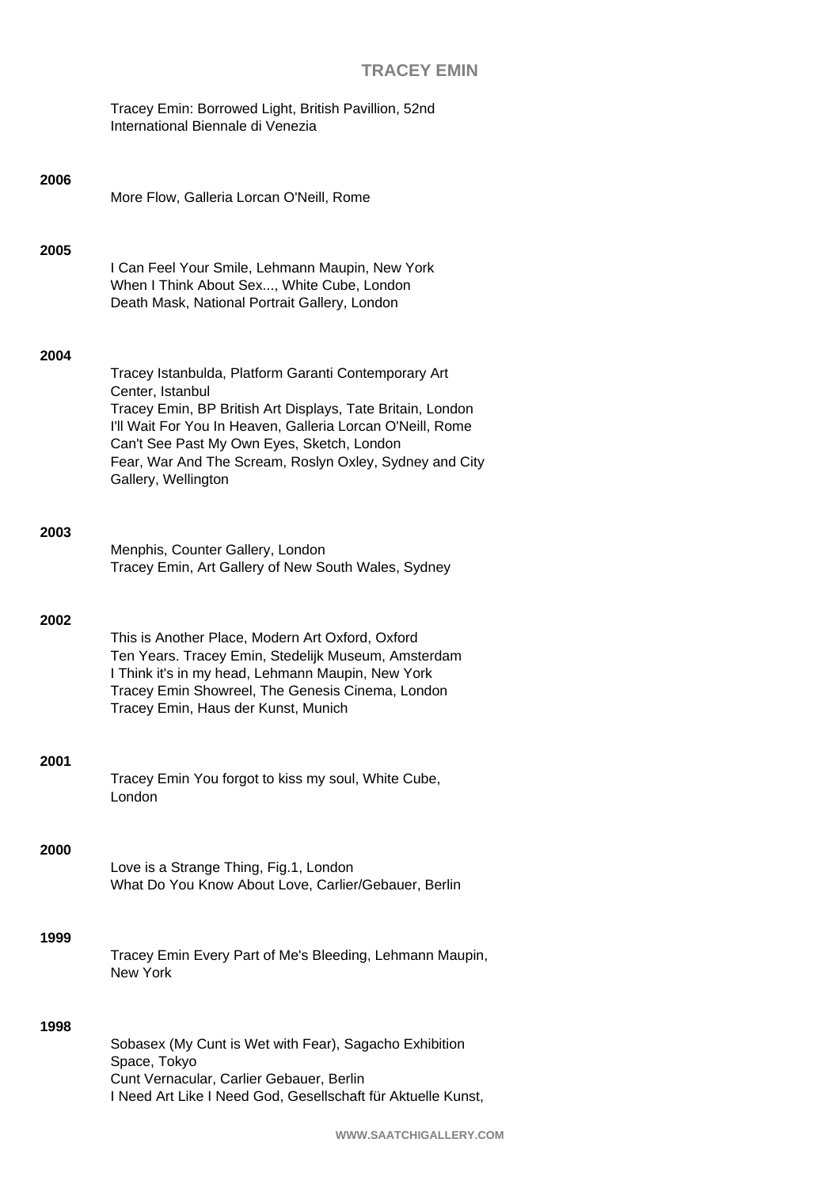Tracey Emin: Borrowed Light, British Pavillion, 52nd International Biennale di Venezia

**2006**

More Flow, Galleria Lorcan O'Neill, Rome

**2005**

I Can Feel Your Smile, Lehmann Maupin, New York
When I Think About Sex..., White Cube, London
Death Mask, National Portrait Gallery, London

**2004**

Tracey Istanbulda, Platform Garanti Contemporary Art Center, Istanbul
Tracey Emin, BP British Art Displays, Tate Britain, London
I'll Wait For You In Heaven, Galleria Lorcan O'Neill, Rome
Can't See Past My Own Eyes, Sketch, London
Fear, War And The Scream, Roslyn Oxley, Sydney and City Gallery, Wellington

**2003**

Menphis, Counter Gallery, London
Tracey Emin, Art Gallery of New South Wales, Sydney

**2002**

This is Another Place, Modern Art Oxford, Oxford
Ten Years. Tracey Emin, Stedelijk Museum, Amsterdam
I Think it's in my head, Lehmann Maupin, New York
Tracey Emin Showreel, The Genesis Cinema, London
Tracey Emin, Haus der Kunst, Munich

**2001**

Tracey Emin You forgot to kiss my soul, White Cube, London

**2000**

Love is a Strange Thing, Fig.1, London
What Do You Know About Love, Carlier/Gebauer, Berlin

**1999**

Tracey Emin Every Part of Me's Bleeding, Lehmann Maupin, New York

**1998**

Sobasex (My Cunt is Wet with Fear), Sagacho Exhibition Space, Tokyo
Cunt Vernacular, Carlier Gebauer, Berlin
I Need Art Like I Need God, Gesellschaft für Aktuelle Kunst,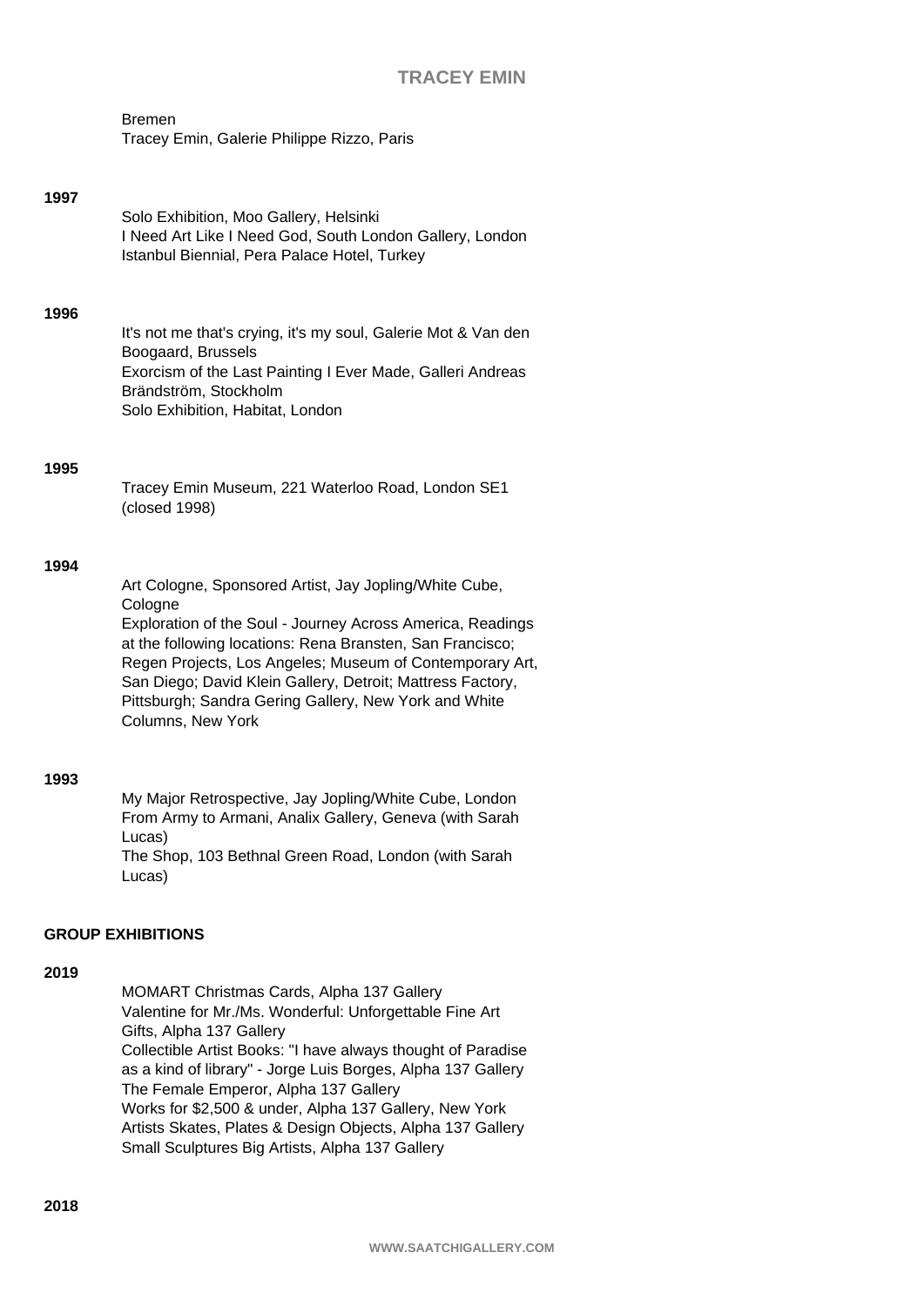Bremen
Tracey Emin, Galerie Philippe Rizzo, Paris

**1997**

Solo Exhibition, Moo Gallery, Helsinki
I Need Art Like I Need God, South London Gallery, London
Istanbul Biennial, Pera Palace Hotel, Turkey

**1996**

It's not me that's crying, it's my soul, Galerie Mot & Van den Boogaard, Brussels
Exorcism of the Last Painting I Ever Made, Galleri Andreas Brändström, Stockholm
Solo Exhibition, Habitat, London

**1995**

Tracey Emin Museum, 221 Waterloo Road, London SE1 (closed 1998)

**1994**

Art Cologne, Sponsored Artist, Jay Jopling/White Cube, Cologne
Exploration of the Soul - Journey Across America, Readings at the following locations: Rena Bransten, San Francisco; Regen Projects, Los Angeles; Museum of Contemporary Art, San Diego; David Klein Gallery, Detroit; Mattress Factory, Pittsburgh; Sandra Gering Gallery, New York and White Columns, New York

**1993**

My Major Retrospective, Jay Jopling/White Cube, London
From Army to Armani, Analix Gallery, Geneva (with Sarah Lucas)
The Shop, 103 Bethnal Green Road, London (with Sarah Lucas)

## GROUP EXHIBITIONS

**2019**

MOMART Christmas Cards, Alpha 137 Gallery
Valentine for Mr./Ms. Wonderful: Unforgettable Fine Art Gifts, Alpha 137 Gallery
Collectible Artist Books: "I have always thought of Paradise as a kind of library" - Jorge Luis Borges, Alpha 137 Gallery
The Female Emperor, Alpha 137 Gallery
Works for $2,500 & under, Alpha 137 Gallery, New York
Artists Skates, Plates & Design Objects, Alpha 137 Gallery
Small Sculptures Big Artists, Alpha 137 Gallery

**2018**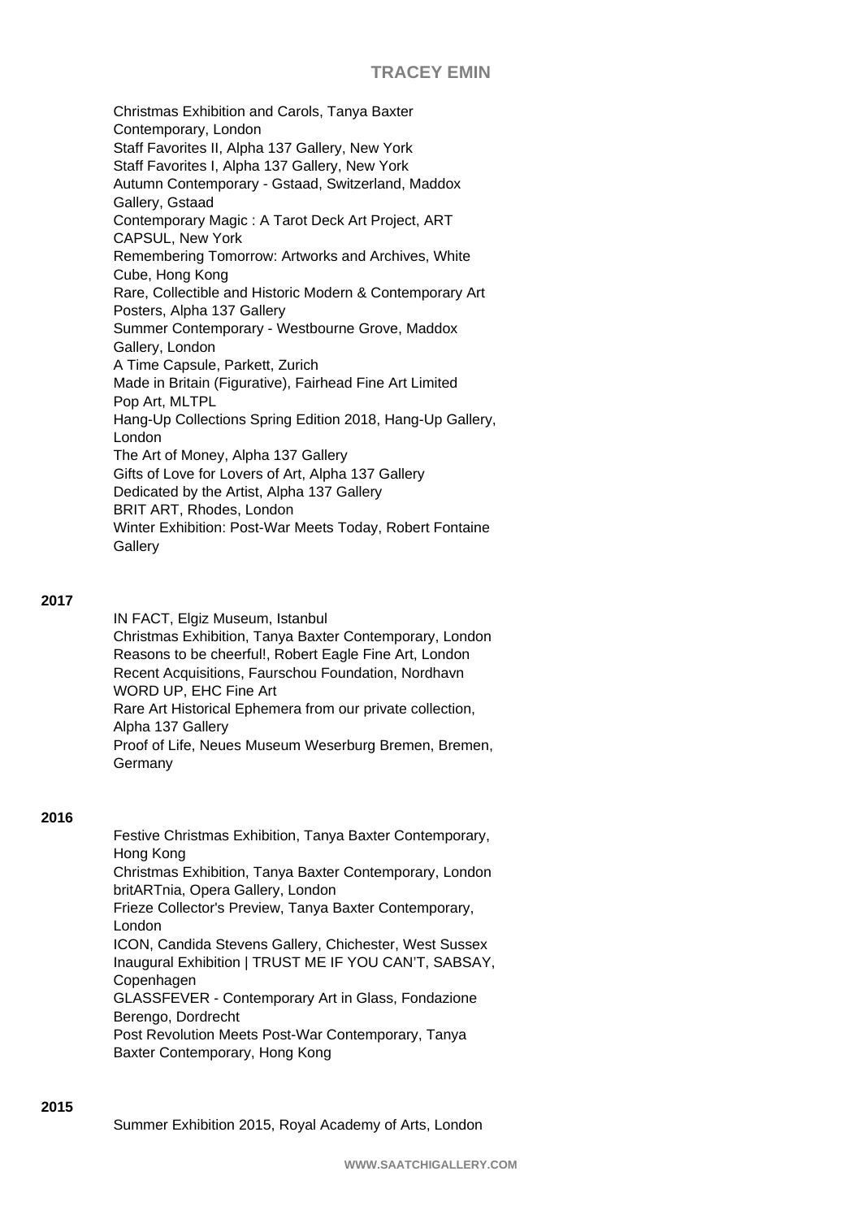Christmas Exhibition and Carols, Tanya Baxter Contemporary, London
Staff Favorites II, Alpha 137 Gallery, New York
Staff Favorites I, Alpha 137 Gallery, New York
Autumn Contemporary - Gstaad, Switzerland, Maddox Gallery, Gstaad
Contemporary Magic : A Tarot Deck Art Project, ART CAPSUL, New York
Remembering Tomorrow: Artworks and Archives, White Cube, Hong Kong
Rare, Collectible and Historic Modern & Contemporary Art Posters, Alpha 137 Gallery
Summer Contemporary - Westbourne Grove, Maddox Gallery, London
A Time Capsule, Parkett, Zurich
Made in Britain (Figurative), Fairhead Fine Art Limited
Pop Art, MLTPL
Hang-Up Collections Spring Edition 2018, Hang-Up Gallery, London
The Art of Money, Alpha 137 Gallery
Gifts of Love for Lovers of Art, Alpha 137 Gallery
Dedicated by the Artist, Alpha 137 Gallery
BRIT ART, Rhodes, London
Winter Exhibition: Post-War Meets Today, Robert Fontaine Gallery

**2017**

IN FACT, Elgiz Museum, Istanbul
Christmas Exhibition, Tanya Baxter Contemporary, London
Reasons to be cheerful!, Robert Eagle Fine Art, London
Recent Acquisitions, Faurschou Foundation, Nordhavn
WORD UP, EHC Fine Art
Rare Art Historical Ephemera from our private collection, Alpha 137 Gallery
Proof of Life, Neues Museum Weserburg Bremen, Bremen, Germany

**2016**

Festive Christmas Exhibition, Tanya Baxter Contemporary, Hong Kong
Christmas Exhibition, Tanya Baxter Contemporary, London
britARTnia, Opera Gallery, London
Frieze Collector's Preview, Tanya Baxter Contemporary, London
ICON, Candida Stevens Gallery, Chichester, West Sussex
Inaugural Exhibition | TRUST ME IF YOU CAN'T, SABSAY, Copenhagen
GLASSFEVER - Contemporary Art in Glass, Fondazione Berengo, Dordrecht
Post Revolution Meets Post-War Contemporary, Tanya Baxter Contemporary, Hong Kong

**2015**

Summer Exhibition 2015, Royal Academy of Arts, London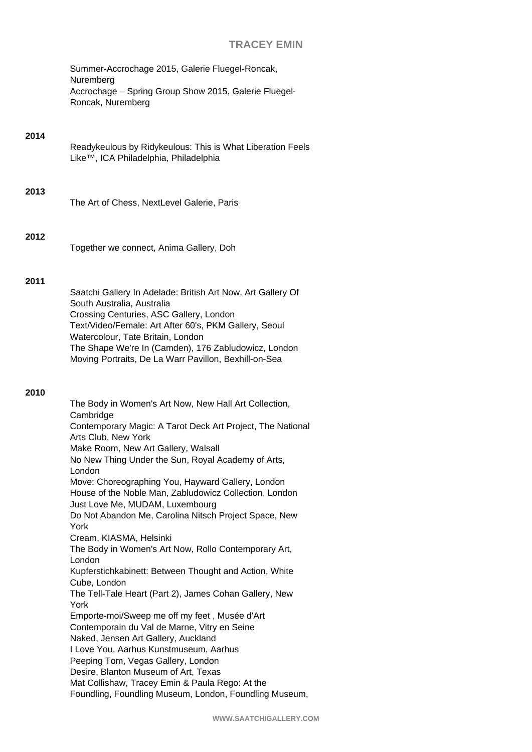Summer-Accrochage 2015, Galerie Fluegel-Roncak, Nuremberg
Accrochage – Spring Group Show 2015, Galerie Fluegel-Roncak, Nuremberg

**2014**

Readykeulous by Ridykeulous: This is What Liberation Feels Like™, ICA Philadelphia, Philadelphia

**2013**

The Art of Chess, NextLevel Galerie, Paris

**2012**

Together we connect, Anima Gallery, Doh

**2011**

Saatchi Gallery In Adelade: British Art Now, Art Gallery Of South Australia, Australia
Crossing Centuries, ASC Gallery, London
Text/Video/Female: Art After 60's, PKM Gallery, Seoul
Watercolour, Tate Britain, London
The Shape We're In (Camden), 176 Zabludowicz, London
Moving Portraits, De La Warr Pavillon, Bexhill-on-Sea

**2010**

The Body in Women's Art Now, New Hall Art Collection, Cambridge
Contemporary Magic: A Tarot Deck Art Project, The National Arts Club, New York
Make Room, New Art Gallery, Walsall
No New Thing Under the Sun, Royal Academy of Arts, London
Move: Choreographing You, Hayward Gallery, London
House of the Noble Man, Zabludowicz Collection, London
Just Love Me, MUDAM, Luxembourg
Do Not Abandon Me, Carolina Nitsch Project Space, New York
Cream, KIASMA, Helsinki
The Body in Women's Art Now, Rollo Contemporary Art, London
Kupferstichkabinett: Between Thought and Action, White Cube, London
The Tell-Tale Heart (Part 2), James Cohan Gallery, New York
Emporte-moi/Sweep me off my feet , Musée d'Art Contemporain du Val de Marne, Vitry en Seine
Naked, Jensen Art Gallery, Auckland
I Love You, Aarhus Kunstmuseum, Aarhus
Peeping Tom, Vegas Gallery, London
Desire, Blanton Museum of Art, Texas
Mat Collishaw, Tracey Emin & Paula Rego: At the Foundling, Foundling Museum, London, Foundling Museum,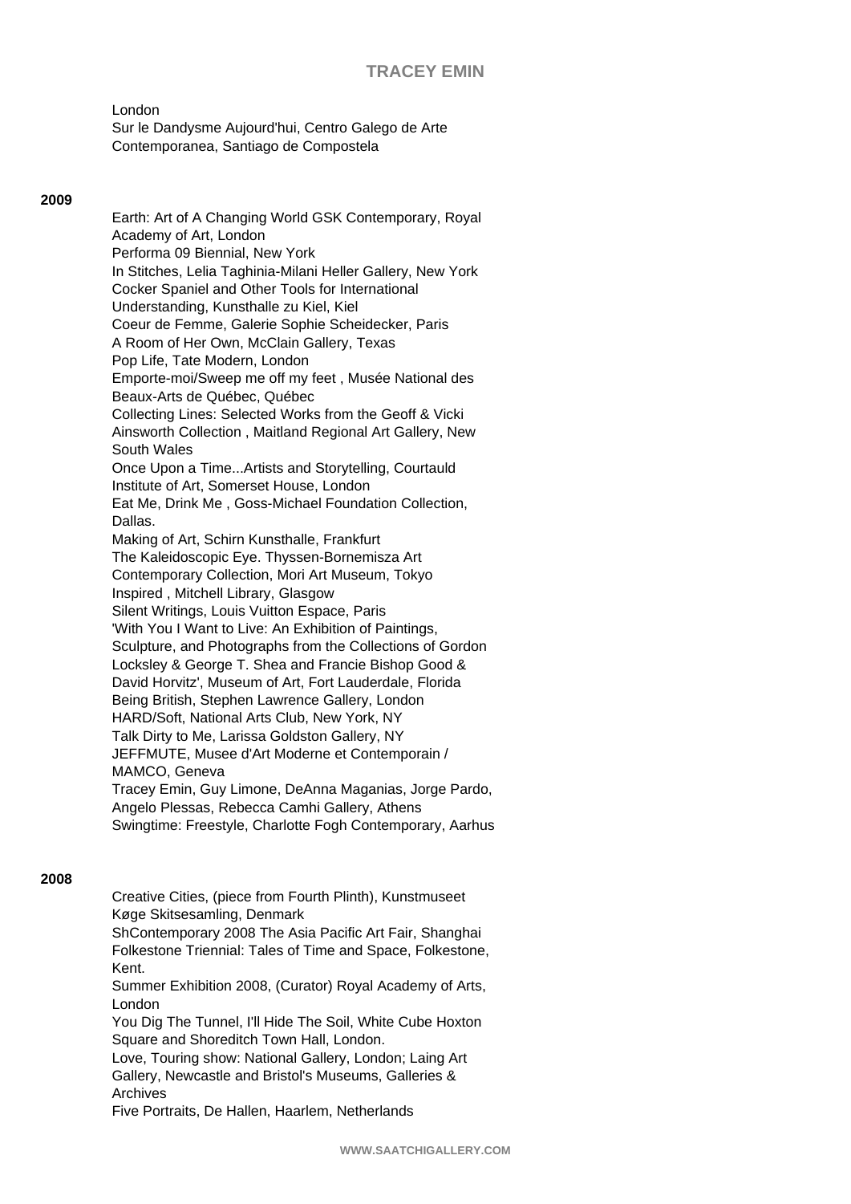London
Sur le Dandysme Aujourd'hui, Centro Galego de Arte Contemporanea, Santiago de Compostela

**2009**

Earth: Art of A Changing World GSK Contemporary, Royal Academy of Art, London
Performa 09 Biennial, New York
In Stitches, Lelia Taghinia-Milani Heller Gallery, New York
Cocker Spaniel and Other Tools for International Understanding, Kunsthalle zu Kiel, Kiel
Coeur de Femme, Galerie Sophie Scheidecker, Paris
A Room of Her Own, McClain Gallery, Texas
Pop Life, Tate Modern, London
Emporte-moi/Sweep me off my feet , Musée National des Beaux-Arts de Québec, Québec
Collecting Lines: Selected Works from the Geoff & Vicki Ainsworth Collection , Maitland Regional Art Gallery, New South Wales
Once Upon a Time...Artists and Storytelling, Courtauld Institute of Art, Somerset House, London
Eat Me, Drink Me , Goss-Michael Foundation Collection, Dallas.
Making of Art, Schirn Kunsthalle, Frankfurt
The Kaleidoscopic Eye. Thyssen-Bornemisza Art Contemporary Collection, Mori Art Museum, Tokyo
Inspired , Mitchell Library, Glasgow
Silent Writings, Louis Vuitton Espace, Paris
'With You I Want to Live: An Exhibition of Paintings, Sculpture, and Photographs from the Collections of Gordon Locksley & George T. Shea and Francie Bishop Good & David Horvitz', Museum of Art, Fort Lauderdale, Florida
Being British, Stephen Lawrence Gallery, London
HARD/Soft, National Arts Club, New York, NY
Talk Dirty to Me, Larissa Goldston Gallery, NY
JEFFMUTE, Musee d'Art Moderne et Contemporain / MAMCO, Geneva
Tracey Emin, Guy Limone, DeAnna Maganias, Jorge Pardo, Angelo Plessas, Rebecca Camhi Gallery, Athens
Swingtime: Freestyle, Charlotte Fogh Contemporary, Aarhus

**2008**

Creative Cities, (piece from Fourth Plinth), Kunstmuseet Køge Skitsesamling, Denmark
ShContemporary 2008 The Asia Pacific Art Fair, Shanghai
Folkestone Triennial: Tales of Time and Space, Folkestone, Kent.
Summer Exhibition 2008, (Curator) Royal Academy of Arts, London
You Dig The Tunnel, I'll Hide The Soil, White Cube Hoxton Square and Shoreditch Town Hall, London.
Love, Touring show: National Gallery, London; Laing Art Gallery, Newcastle and Bristol's Museums, Galleries & Archives
Five Portraits, De Hallen, Haarlem, Netherlands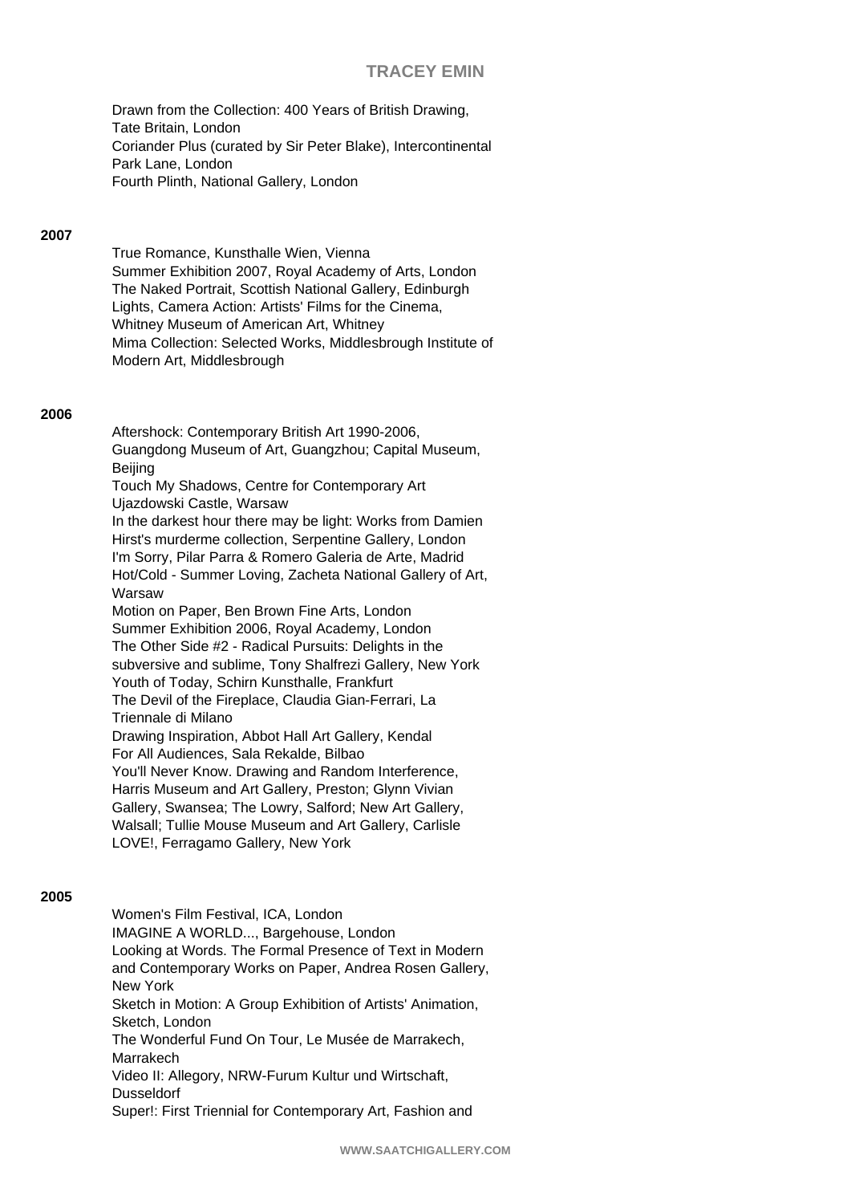Drawn from the Collection: 400 Years of British Drawing, Tate Britain, London
Coriander Plus (curated by Sir Peter Blake), Intercontinental Park Lane, London
Fourth Plinth, National Gallery, London

**2007**

True Romance, Kunsthalle Wien, Vienna
Summer Exhibition 2007, Royal Academy of Arts, London
The Naked Portrait, Scottish National Gallery, Edinburgh
Lights, Camera Action: Artists' Films for the Cinema, Whitney Museum of American Art, Whitney
Mima Collection: Selected Works, Middlesbrough Institute of Modern Art, Middlesbrough

**2006**

Aftershock: Contemporary British Art 1990-2006, Guangdong Museum of Art, Guangzhou; Capital Museum, Beijing
Touch My Shadows, Centre for Contemporary Art Ujazdowski Castle, Warsaw
In the darkest hour there may be light: Works from Damien Hirst's murderme collection, Serpentine Gallery, London
I'm Sorry, Pilar Parra & Romero Galeria de Arte, Madrid
Hot/Cold - Summer Loving, Zacheta National Gallery of Art, Warsaw
Motion on Paper, Ben Brown Fine Arts, London
Summer Exhibition 2006, Royal Academy, London
The Other Side #2 - Radical Pursuits: Delights in the subversive and sublime, Tony Shalfrezi Gallery, New York
Youth of Today, Schirn Kunsthalle, Frankfurt
The Devil of the Fireplace, Claudia Gian-Ferrari, La Triennale di Milano
Drawing Inspiration, Abbot Hall Art Gallery, Kendal
For All Audiences, Sala Rekalde, Bilbao
You'll Never Know. Drawing and Random Interference, Harris Museum and Art Gallery, Preston; Glynn Vivian Gallery, Swansea; The Lowry, Salford; New Art Gallery, Walsall; Tullie Mouse Museum and Art Gallery, Carlisle
LOVE!, Ferragamo Gallery, New York

**2005**

Women's Film Festival, ICA, London
IMAGINE A WORLD..., Bargehouse, London
Looking at Words. The Formal Presence of Text in Modern and Contemporary Works on Paper, Andrea Rosen Gallery, New York
Sketch in Motion: A Group Exhibition of Artists' Animation, Sketch, London
The Wonderful Fund On Tour, Le Musée de Marrakech, Marrakech
Video II: Allegory, NRW-Furum Kultur und Wirtschaft, Dusseldorf
Super!: First Triennial for Contemporary Art, Fashion and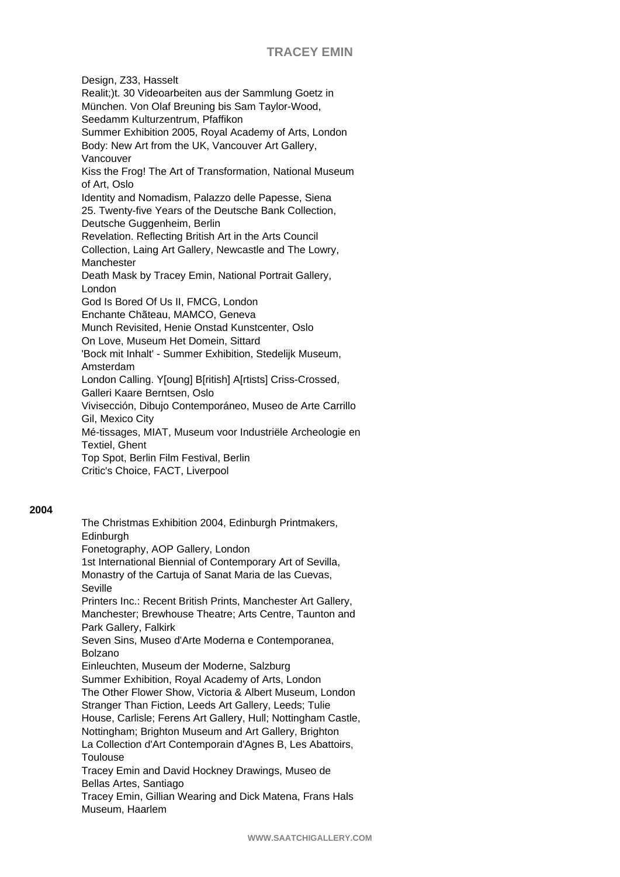Design, Z33, Hasselt
Realit;)t. 30 Videoarbeiten aus der Sammlung Goetz in München. Von Olaf Breuning bis Sam Taylor-Wood, Seedamm Kulturzentrum, Pfaffikon
Summer Exhibition 2005, Royal Academy of Arts, London
Body: New Art from the UK, Vancouver Art Gallery, Vancouver
Kiss the Frog! The Art of Transformation, National Museum of Art, Oslo
Identity and Nomadism, Palazzo delle Papesse, Siena
25. Twenty-five Years of the Deutsche Bank Collection, Deutsche Guggenheim, Berlin
Revelation. Reflecting British Art in the Arts Council Collection, Laing Art Gallery, Newcastle and The Lowry, Manchester
Death Mask by Tracey Emin, National Portrait Gallery, London
God Is Bored Of Us II, FMCG, London
Enchante Chãteau, MAMCO, Geneva
Munch Revisited, Henie Onstad Kunstcenter, Oslo
On Love, Museum Het Domein, Sittard
'Bock mit Inhalt' - Summer Exhibition, Stedelijk Museum, Amsterdam
London Calling. Y[oung] B[ritish] A[rtists] Criss-Crossed, Galleri Kaare Berntsen, Oslo
Vivisección, Dibujo Contemporáneo, Museo de Arte Carrillo Gil, Mexico City
Mé-tissages, MIAT, Museum voor Industriële Archeologie en Textiel, Ghent
Top Spot, Berlin Film Festival, Berlin
Critic's Choice, FACT, Liverpool

**2004**

The Christmas Exhibition 2004, Edinburgh Printmakers, Edinburgh
Fonetography, AOP Gallery, London
1st International Biennial of Contemporary Art of Sevilla, Monastry of the Cartuja of Sanat Maria de las Cuevas, Seville
Printers Inc.: Recent British Prints, Manchester Art Gallery, Manchester; Brewhouse Theatre; Arts Centre, Taunton and Park Gallery, Falkirk
Seven Sins, Museo d'Arte Moderna e Contemporanea, Bolzano
Einleuchten, Museum der Moderne, Salzburg
Summer Exhibition, Royal Academy of Arts, London
The Other Flower Show, Victoria & Albert Museum, London
Stranger Than Fiction, Leeds Art Gallery, Leeds; Tulie House, Carlisle; Ferens Art Gallery, Hull; Nottingham Castle, Nottingham; Brighton Museum and Art Gallery, Brighton
La Collection d'Art Contemporain d'Agnes B, Les Abattoirs, Toulouse
Tracey Emin and David Hockney Drawings, Museo de Bellas Artes, Santiago
Tracey Emin, Gillian Wearing and Dick Matena, Frans Hals Museum, Haarlem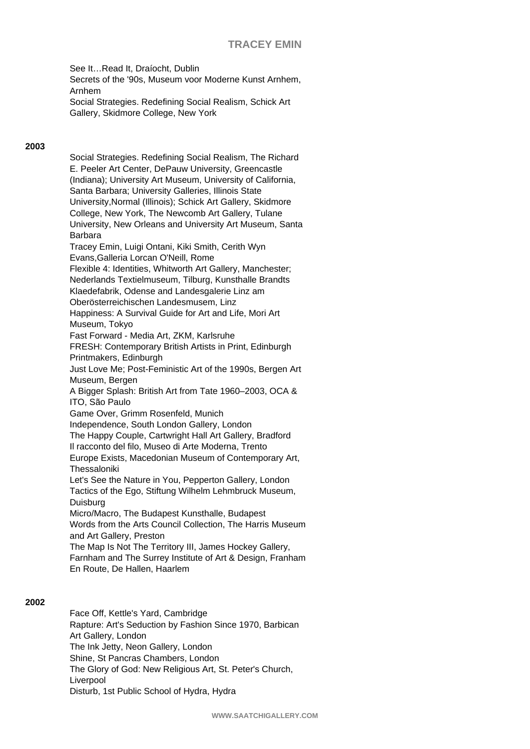See It…Read It, Draíocht, Dublin
Secrets of the '90s, Museum voor Moderne Kunst Arnhem, Arnhem
Social Strategies. Redefining Social Realism, Schick Art Gallery, Skidmore College, New York

**2003**

Social Strategies. Redefining Social Realism, The Richard E. Peeler Art Center, DePauw University, Greencastle (Indiana); University Art Museum, University of California, Santa Barbara; University Galleries, Illinois State University,Normal (Illinois); Schick Art Gallery, Skidmore College, New York, The Newcomb Art Gallery, Tulane University, New Orleans and University Art Museum, Santa Barbara
Tracey Emin, Luigi Ontani, Kiki Smith, Cerith Wyn Evans,Galleria Lorcan O'Neill, Rome
Flexible 4: Identities, Whitworth Art Gallery, Manchester; Nederlands Textielmuseum, Tilburg, Kunsthalle Brandts Klaedefabrik, Odense and Landesgalerie Linz am Oberösterreichischen Landesmusem, Linz
Happiness: A Survival Guide for Art and Life, Mori Art Museum, Tokyo
Fast Forward - Media Art, ZKM, Karlsruhe
FRESH: Contemporary British Artists in Print, Edinburgh Printmakers, Edinburgh
Just Love Me; Post-Feministic Art of the 1990s, Bergen Art Museum, Bergen
A Bigger Splash: British Art from Tate 1960–2003, OCA & ITO, São Paulo
Game Over, Grimm Rosenfeld, Munich
Independence, South London Gallery, London
The Happy Couple, Cartwright Hall Art Gallery, Bradford
Il racconto del filo, Museo di Arte Moderna, Trento
Europe Exists, Macedonian Museum of Contemporary Art, Thessaloniki
Let's See the Nature in You, Pepperton Gallery, London
Tactics of the Ego, Stiftung Wilhelm Lehmbruck Museum, Duisburg
Micro/Macro, The Budapest Kunsthalle, Budapest
Words from the Arts Council Collection, The Harris Museum and Art Gallery, Preston
The Map Is Not The Territory III, James Hockey Gallery, Farnham and The Surrey Institute of Art & Design, Franham
En Route, De Hallen, Haarlem

**2002**

Face Off, Kettle's Yard, Cambridge
Rapture: Art's Seduction by Fashion Since 1970, Barbican Art Gallery, London
The Ink Jetty, Neon Gallery, London
Shine, St Pancras Chambers, London
The Glory of God: New Religious Art, St. Peter's Church, Liverpool
Disturb, 1st Public School of Hydra, Hydra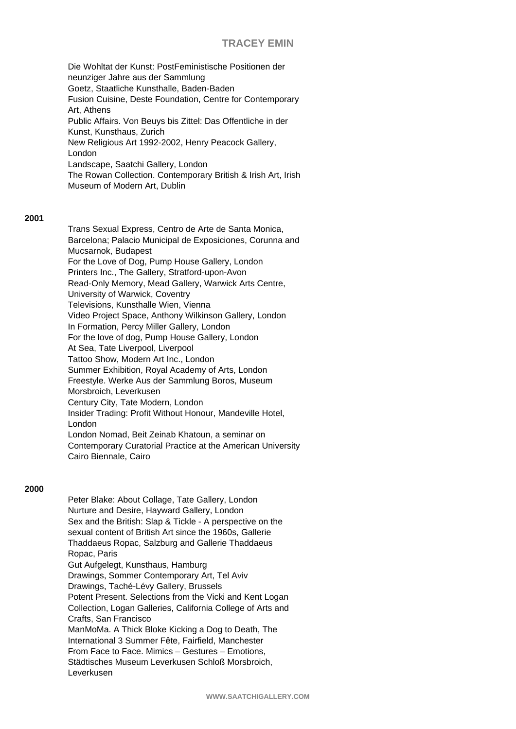Die Wohltat der Kunst: PostFeministische Positionen der neunziger Jahre aus der Sammlung Goetz, Staatliche Kunsthalle, Baden-Baden
Fusion Cuisine, Deste Foundation, Centre for Contemporary Art, Athens
Public Affairs. Von Beuys bis Zittel: Das Offentliche in der Kunst, Kunsthaus, Zurich
New Religious Art 1992-2002, Henry Peacock Gallery, London
Landscape, Saatchi Gallery, London
The Rowan Collection. Contemporary British & Irish Art, Irish Museum of Modern Art, Dublin

**2001**

Trans Sexual Express, Centro de Arte de Santa Monica, Barcelona; Palacio Municipal de Exposiciones, Corunna and Mucsarnok, Budapest
For the Love of Dog, Pump House Gallery, London
Printers Inc., The Gallery, Stratford-upon-Avon
Read-Only Memory, Mead Gallery, Warwick Arts Centre, University of Warwick, Coventry
Televisions, Kunsthalle Wien, Vienna
Video Project Space, Anthony Wilkinson Gallery, London
In Formation, Percy Miller Gallery, London
For the love of dog, Pump House Gallery, London
At Sea, Tate Liverpool, Liverpool
Tattoo Show, Modern Art Inc., London
Summer Exhibition, Royal Academy of Arts, London
Freestyle. Werke Aus der Sammlung Boros, Museum Morsbroich, Leverkusen
Century City, Tate Modern, London
Insider Trading: Profit Without Honour, Mandeville Hotel, London
London Nomad, Beit Zeinab Khatoun, a seminar on Contemporary Curatorial Practice at the American University Cairo Biennale, Cairo

**2000**

Peter Blake: About Collage, Tate Gallery, London
Nurture and Desire, Hayward Gallery, London
Sex and the British: Slap & Tickle - A perspective on the sexual content of British Art since the 1960s, Gallerie Thaddaeus Ropac, Salzburg and Gallerie Thaddaeus Ropac, Paris
Gut Aufgelegt, Kunsthaus, Hamburg
Drawings, Sommer Contemporary Art, Tel Aviv
Drawings, Taché-Lévy Gallery, Brussels
Potent Present. Selections from the Vicki and Kent Logan Collection, Logan Galleries, California College of Arts and Crafts, San Francisco
ManMoMa. A Thick Bloke Kicking a Dog to Death, The International 3 Summer Fête, Fairfield, Manchester
From Face to Face. Mimics – Gestures – Emotions, Städtisches Museum Leverkusen Schloß Morsbroich, Leverkusen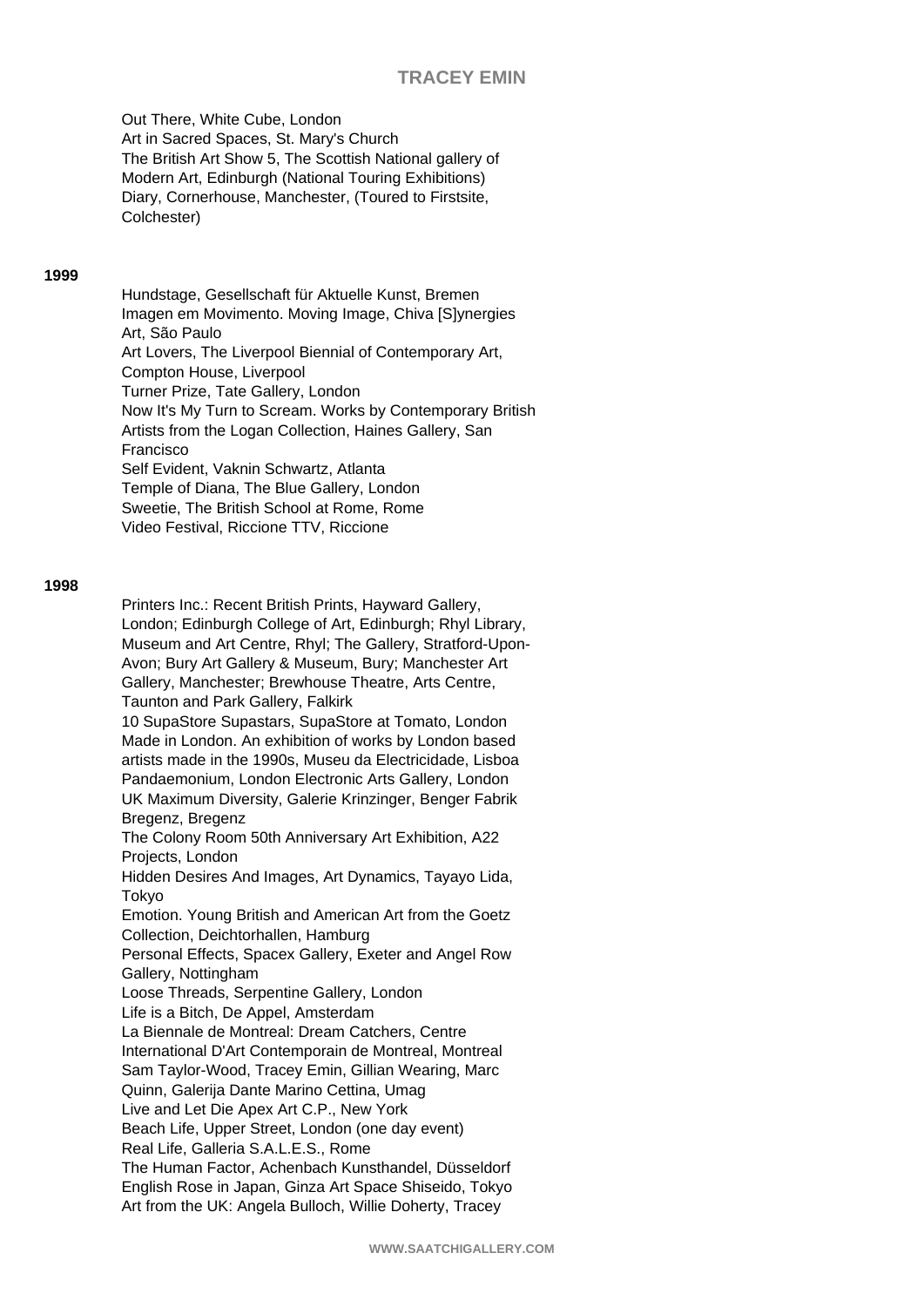Out There, White Cube, London
Art in Sacred Spaces, St. Mary's Church
The British Art Show 5, The Scottish National gallery of Modern Art, Edinburgh (National Touring Exhibitions)
Diary, Cornerhouse, Manchester, (Toured to Firstsite, Colchester)

**1999**

Hundstage, Gesellschaft für Aktuelle Kunst, Bremen
Imagen em Movimento. Moving Image, Chiva [S]ynergies Art, São Paulo
Art Lovers, The Liverpool Biennial of Contemporary Art, Compton House, Liverpool
Turner Prize, Tate Gallery, London
Now It's My Turn to Scream. Works by Contemporary British Artists from the Logan Collection, Haines Gallery, San Francisco
Self Evident, Vaknin Schwartz, Atlanta
Temple of Diana, The Blue Gallery, London
Sweetie, The British School at Rome, Rome
Video Festival, Riccione TTV, Riccione

**1998**

Printers Inc.: Recent British Prints, Hayward Gallery, London; Edinburgh College of Art, Edinburgh; Rhyl Library, Museum and Art Centre, Rhyl; The Gallery, Stratford-Upon-Avon; Bury Art Gallery & Museum, Bury; Manchester Art Gallery, Manchester; Brewhouse Theatre, Arts Centre, Taunton and Park Gallery, Falkirk
10 SupaStore Supastars, SupaStore at Tomato, London
Made in London. An exhibition of works by London based artists made in the 1990s, Museu da Electricidade, Lisboa
Pandaemonium, London Electronic Arts Gallery, London
UK Maximum Diversity, Galerie Krinzinger, Benger Fabrik Bregenz, Bregenz
The Colony Room 50th Anniversary Art Exhibition, A22 Projects, London
Hidden Desires And Images, Art Dynamics, Tayayo Lida, Tokyo
Emotion. Young British and American Art from the Goetz Collection, Deichtorhallen, Hamburg
Personal Effects, Spacex Gallery, Exeter and Angel Row Gallery, Nottingham
Loose Threads, Serpentine Gallery, London
Life is a Bitch, De Appel, Amsterdam
La Biennale de Montreal: Dream Catchers, Centre International D'Art Contemporain de Montreal, Montreal
Sam Taylor-Wood, Tracey Emin, Gillian Wearing, Marc Quinn, Galerija Dante Marino Cettina, Umag
Live and Let Die Apex Art C.P., New York
Beach Life, Upper Street, London (one day event)
Real Life, Galleria S.A.L.E.S., Rome
The Human Factor, Achenbach Kunsthandel, Düsseldorf
English Rose in Japan, Ginza Art Space Shiseido, Tokyo
Art from the UK: Angela Bulloch, Willie Doherty, Tracey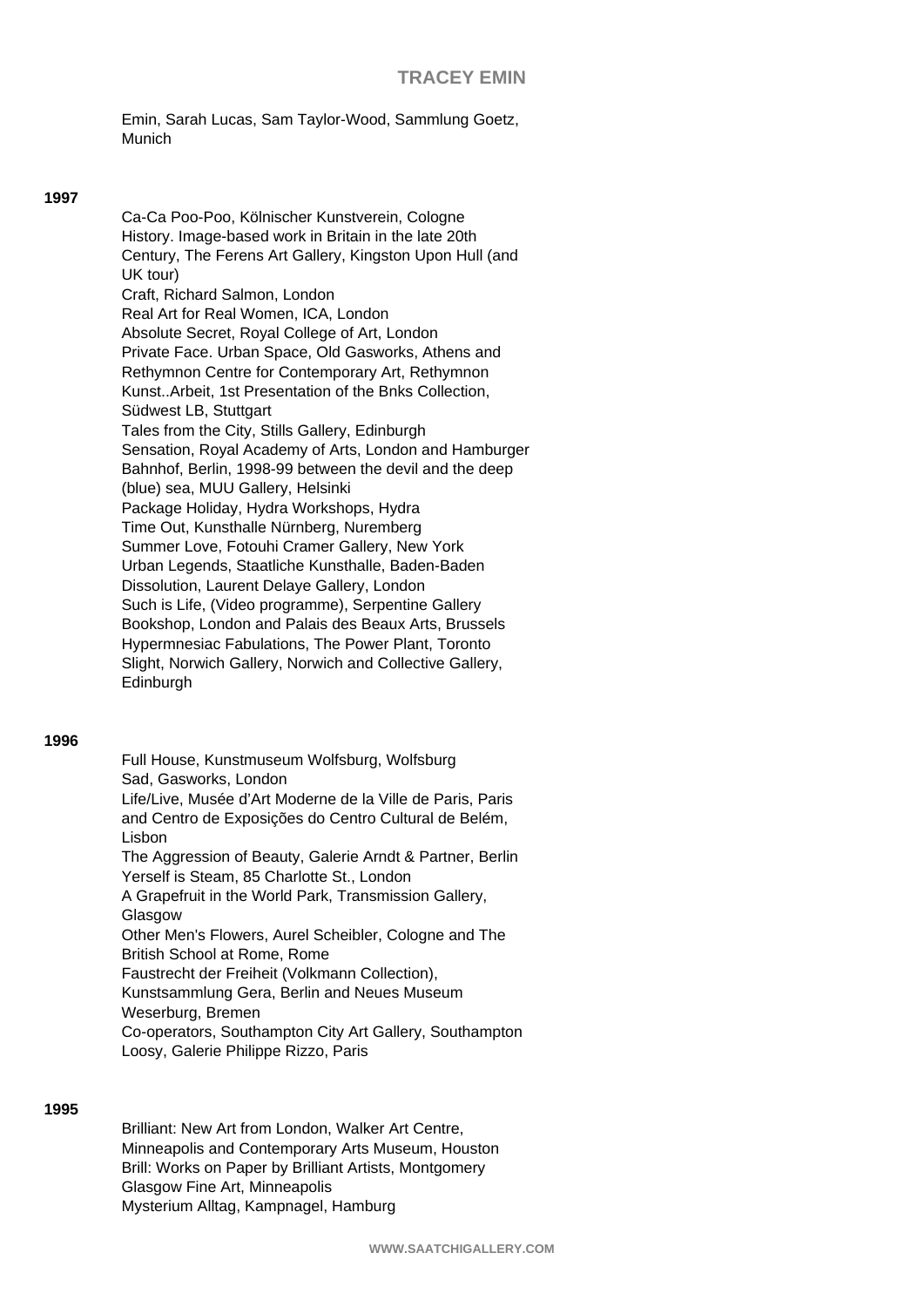Emin, Sarah Lucas, Sam Taylor-Wood, Sammlung Goetz, Munich

**1997**

Ca-Ca Poo-Poo, Kölnischer Kunstverein, Cologne
History. Image-based work in Britain in the late 20th Century, The Ferens Art Gallery, Kingston Upon Hull (and UK tour)
Craft, Richard Salmon, London
Real Art for Real Women, ICA, London
Absolute Secret, Royal College of Art, London
Private Face. Urban Space, Old Gasworks, Athens and Rethymnon Centre for Contemporary Art, Rethymnon
Kunst..Arbeit, 1st Presentation of the Bnks Collection, Südwest LB, Stuttgart
Tales from the City, Stills Gallery, Edinburgh
Sensation, Royal Academy of Arts, London and Hamburger Bahnhof, Berlin, 1998-99 between the devil and the deep (blue) sea, MUU Gallery, Helsinki
Package Holiday, Hydra Workshops, Hydra
Time Out, Kunsthalle Nürnberg, Nuremberg
Summer Love, Fotouhi Cramer Gallery, New York
Urban Legends, Staatliche Kunsthalle, Baden-Baden
Dissolution, Laurent Delaye Gallery, London
Such is Life, (Video programme), Serpentine Gallery Bookshop, London and Palais des Beaux Arts, Brussels
Hypermnesiac Fabulations, The Power Plant, Toronto
Slight, Norwich Gallery, Norwich and Collective Gallery, Edinburgh

**1996**

Full House, Kunstmuseum Wolfsburg, Wolfsburg
Sad, Gasworks, London
Life/Live, Musée d'Art Moderne de la Ville de Paris, Paris and Centro de Exposições do Centro Cultural de Belém, Lisbon
The Aggression of Beauty, Galerie Arndt & Partner, Berlin
Yerself is Steam, 85 Charlotte St., London
A Grapefruit in the World Park, Transmission Gallery, Glasgow
Other Men's Flowers, Aurel Scheibler, Cologne and The British School at Rome, Rome
Faustrecht der Freiheit (Volkmann Collection), Kunstsammlung Gera, Berlin and Neues Museum Weserburg, Bremen
Co-operators, Southampton City Art Gallery, Southampton
Loosy, Galerie Philippe Rizzo, Paris

**1995**

Brilliant: New Art from London, Walker Art Centre, Minneapolis and Contemporary Arts Museum, Houston
Brill: Works on Paper by Brilliant Artists, Montgomery Glasgow Fine Art, Minneapolis
Mysterium Alltag, Kampnagel, Hamburg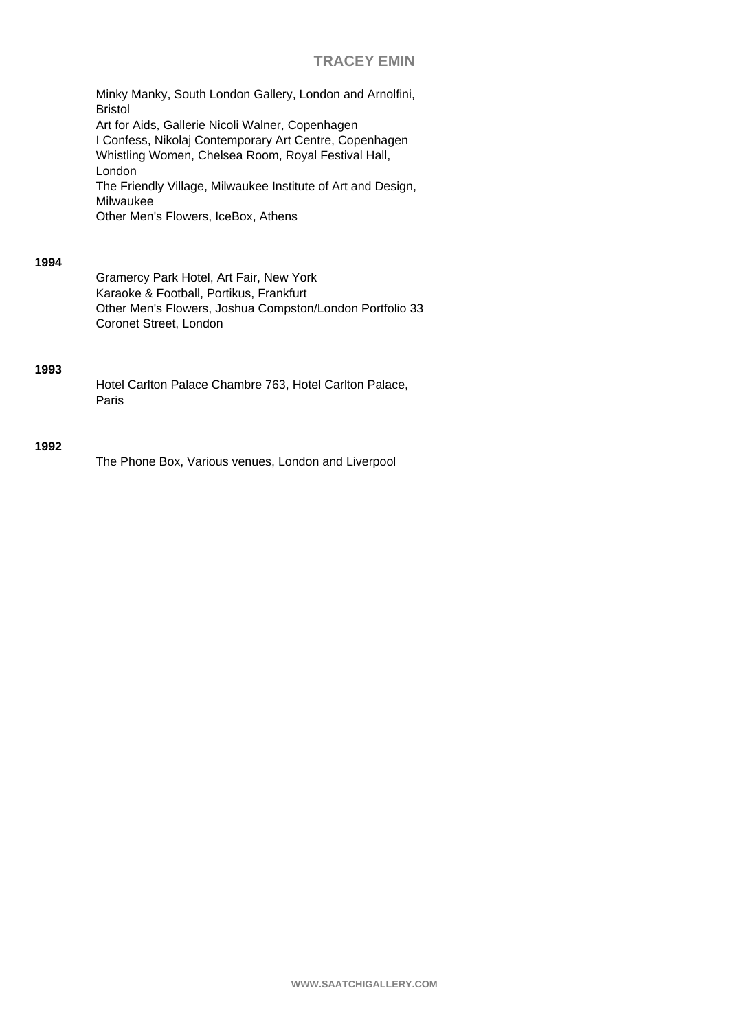Minky Manky, South London Gallery, London and Arnolfini, Bristol
Art for Aids, Gallerie Nicoli Walner, Copenhagen
I Confess, Nikolaj Contemporary Art Centre, Copenhagen
Whistling Women, Chelsea Room, Royal Festival Hall, London
The Friendly Village, Milwaukee Institute of Art and Design, Milwaukee
Other Men's Flowers, IceBox, Athens

**1994**

Gramercy Park Hotel, Art Fair, New York
Karaoke & Football, Portikus, Frankfurt
Other Men's Flowers, Joshua Compston/London Portfolio 33 Coronet Street, London

**1993**

Hotel Carlton Palace Chambre 763, Hotel Carlton Palace, Paris

**1992**

The Phone Box, Various venues, London and Liverpool